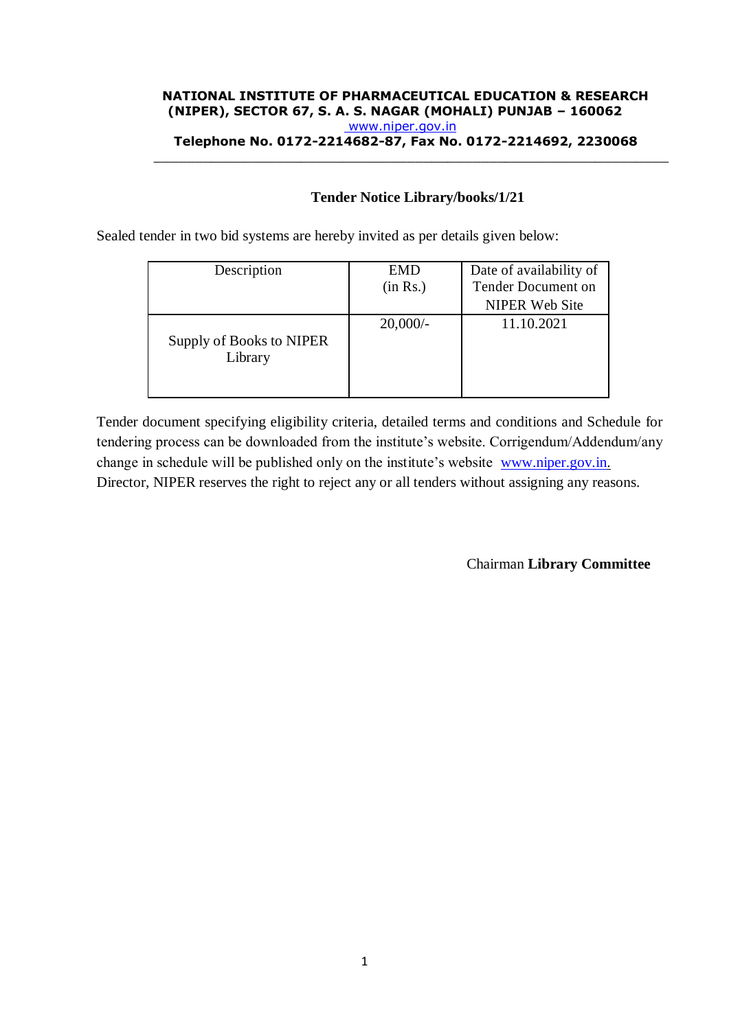**NATIONAL INSTITUTE OF PHARMACEUTICAL EDUCATION & RESEARCH (NIPER), SECTOR 67, S. A. S. NAGAR (MOHALI) PUNJAB – 160062**

www.niper.gov.in

**Telephone No. 0172-2214682-87, Fax No. 0172-2214692, 2230068**

---

## Tender Notice Library/books/1/21

Sealed tender in two bid systems are hereby invited as per details given below:

| Description | EMD (in Rs.) | Date of availability of Tender Document on NIPER Web Site |
|---|---|---|
| Supply of Books to NIPER Library | 20,000/- | 11.10.2021 |

Tender document specifying eligibility criteria, detailed terms and conditions and Schedule for tendering process can be downloaded from the institute's website. Corrigendum/Addendum/any change in schedule will be published only on the institute's website www.niper.gov.in. Director, NIPER reserves the right to reject any or all tenders without assigning any reasons.

Chairman **Library Committee**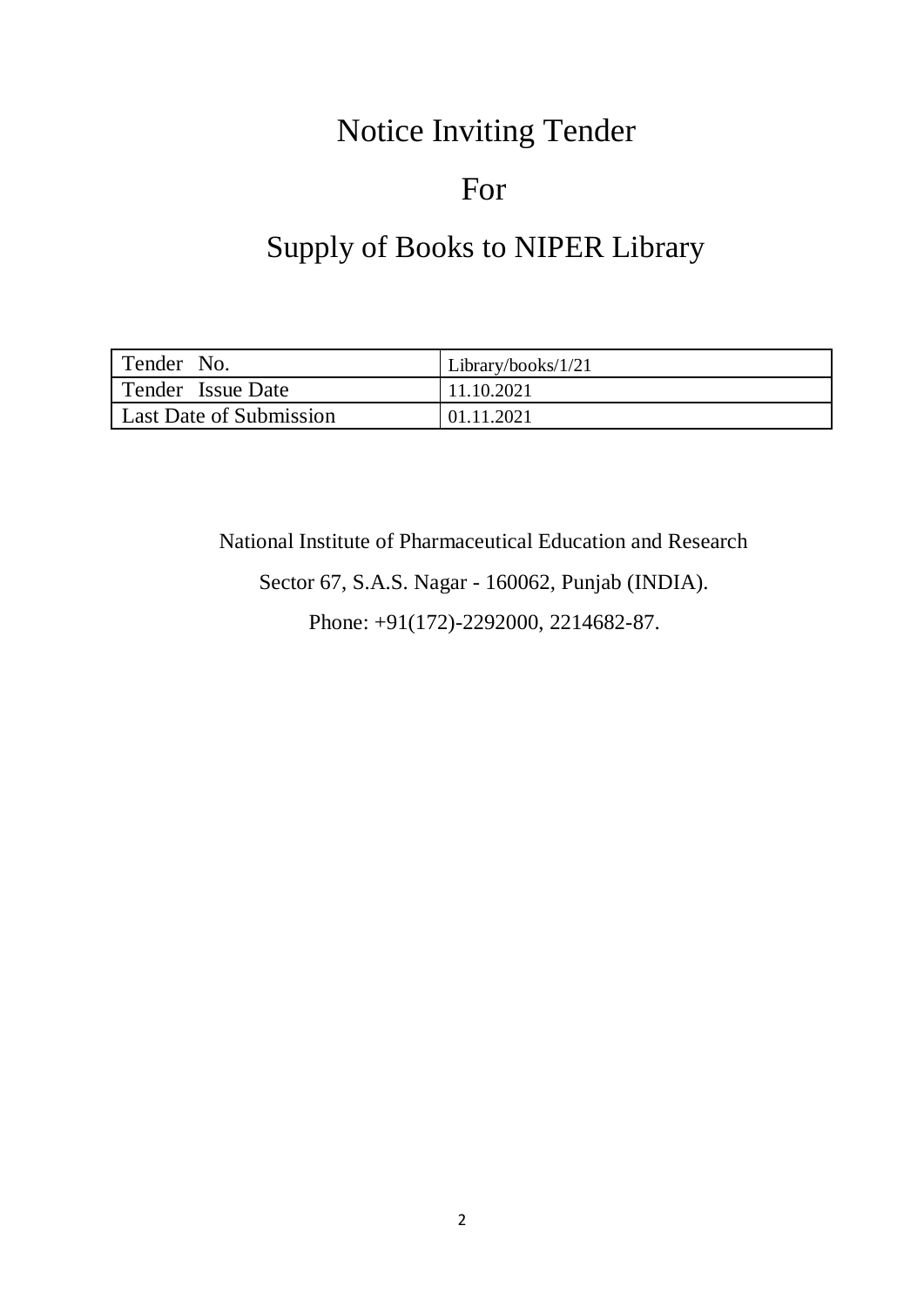# Notice Inviting Tender

# For

# Supply of Books to NIPER Library

| Tender No. | Library/books/1/21 |
|---|---|
| Tender Issue Date | 11.10.2021 |
| Last Date of Submission | 01.11.2021 |

National Institute of Pharmaceutical Education and Research

Sector 67, S.A.S. Nagar - 160062, Punjab (INDIA).

Phone: +91(172)-2292000, 2214682-87.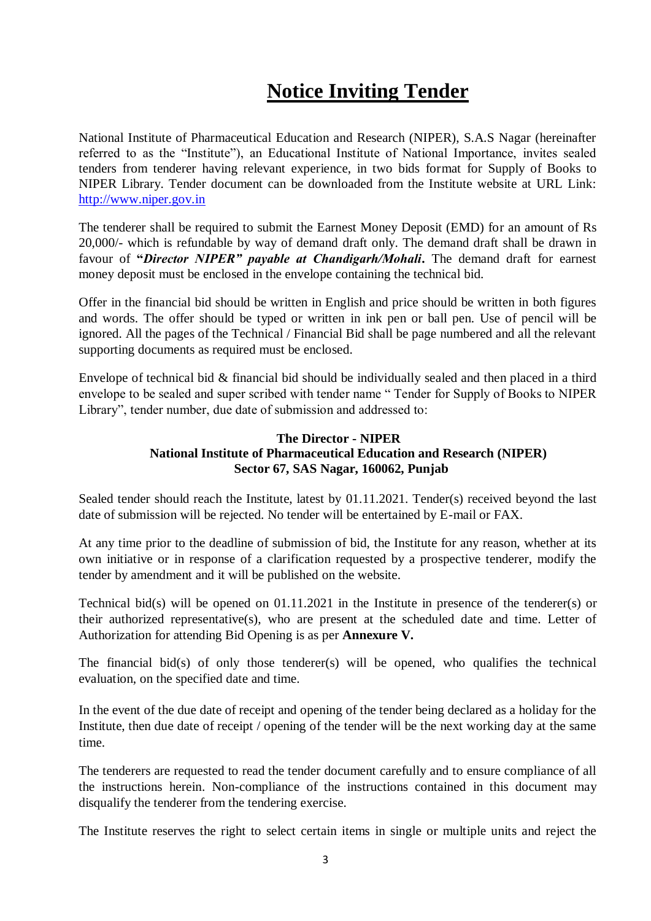# **Notice Inviting Tender**

National Institute of Pharmaceutical Education and Research (NIPER), S.A.S Nagar (hereinafter referred to as the "Institute"), an Educational Institute of National Importance, invites sealed tenders from tenderer having relevant experience, in two bids format for Supply of Books to NIPER Library. Tender document can be downloaded from the Institute website at URL Link: http://www.niper.gov.in

The tenderer shall be required to submit the Earnest Money Deposit (EMD) for an amount of Rs 20,000/- which is refundable by way of demand draft only. The demand draft shall be drawn in favour of **"*Director NIPER" payable at Chandigarh/Mohali***. The demand draft for earnest money deposit must be enclosed in the envelope containing the technical bid.

Offer in the financial bid should be written in English and price should be written in both figures and words. The offer should be typed or written in ink pen or ball pen. Use of pencil will be ignored. All the pages of the Technical / Financial Bid shall be page numbered and all the relevant supporting documents as required must be enclosed.

Envelope of technical bid & financial bid should be individually sealed and then placed in a third envelope to be sealed and super scribed with tender name " Tender for Supply of Books to NIPER Library", tender number, due date of submission and addressed to:

**The Director - NIPER**
**National Institute of Pharmaceutical Education and Research (NIPER)**
**Sector 67, SAS Nagar, 160062, Punjab**

Sealed tender should reach the Institute, latest by 01.11.2021. Tender(s) received beyond the last date of submission will be rejected. No tender will be entertained by E-mail or FAX.

At any time prior to the deadline of submission of bid, the Institute for any reason, whether at its own initiative or in response of a clarification requested by a prospective tenderer, modify the tender by amendment and it will be published on the website.

Technical bid(s) will be opened on 01.11.2021 in the Institute in presence of the tenderer(s) or their authorized representative(s), who are present at the scheduled date and time. Letter of Authorization for attending Bid Opening is as per **Annexure V.**

The financial bid(s) of only those tenderer(s) will be opened, who qualifies the technical evaluation, on the specified date and time.

In the event of the due date of receipt and opening of the tender being declared as a holiday for the Institute, then due date of receipt / opening of the tender will be the next working day at the same time.

The tenderers are requested to read the tender document carefully and to ensure compliance of all the instructions herein. Non-compliance of the instructions contained in this document may disqualify the tenderer from the tendering exercise.

The Institute reserves the right to select certain items in single or multiple units and reject the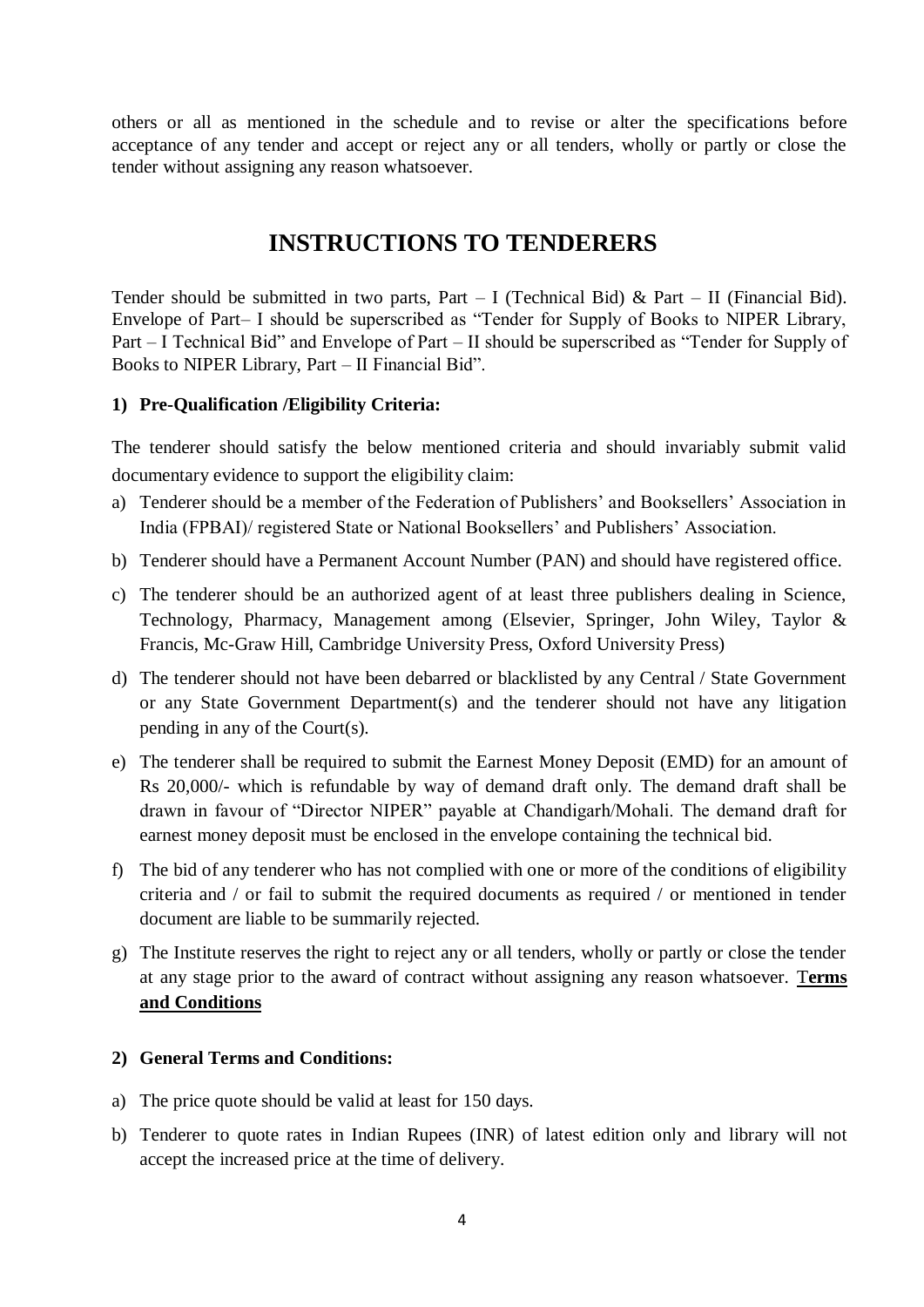others or all as mentioned in the schedule and to revise or alter the specifications before acceptance of any tender and accept or reject any or all tenders, wholly or partly or close the tender without assigning any reason whatsoever.

# INSTRUCTIONS TO TENDERERS

Tender should be submitted in two parts, Part – I (Technical Bid) & Part – II (Financial Bid). Envelope of Part– I should be superscribed as "Tender for Supply of Books to NIPER Library, Part – I Technical Bid" and Envelope of Part – II should be superscribed as "Tender for Supply of Books to NIPER Library, Part – II Financial Bid".

**1) Pre-Qualification /Eligibility Criteria:**

The tenderer should satisfy the below mentioned criteria and should invariably submit valid documentary evidence to support the eligibility claim:

a) Tenderer should be a member of the Federation of Publishers' and Booksellers' Association in India (FPBAI)/ registered State or National Booksellers' and Publishers' Association.

b) Tenderer should have a Permanent Account Number (PAN) and should have registered office.

c) The tenderer should be an authorized agent of at least three publishers dealing in Science, Technology, Pharmacy, Management among (Elsevier, Springer, John Wiley, Taylor & Francis, Mc-Graw Hill, Cambridge University Press, Oxford University Press)

d) The tenderer should not have been debarred or blacklisted by any Central / State Government or any State Government Department(s) and the tenderer should not have any litigation pending in any of the Court(s).

e) The tenderer shall be required to submit the Earnest Money Deposit (EMD) for an amount of Rs 20,000/- which is refundable by way of demand draft only. The demand draft shall be drawn in favour of "Director NIPER" payable at Chandigarh/Mohali. The demand draft for earnest money deposit must be enclosed in the envelope containing the technical bid.

f) The bid of any tenderer who has not complied with one or more of the conditions of eligibility criteria and / or fail to submit the required documents as required / or mentioned in tender document are liable to be summarily rejected.

g) The Institute reserves the right to reject any or all tenders, wholly or partly or close the tender at any stage prior to the award of contract without assigning any reason whatsoever. T**erms and Conditions**

**2) General Terms and Conditions:**

a) The price quote should be valid at least for 150 days.

b) Tenderer to quote rates in Indian Rupees (INR) of latest edition only and library will not accept the increased price at the time of delivery.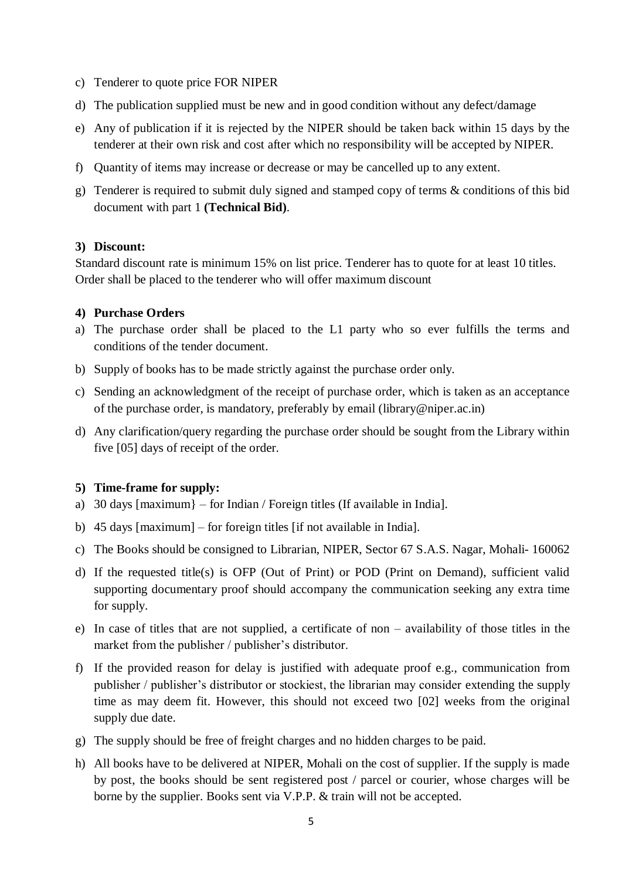c) Tenderer to quote price FOR NIPER

d) The publication supplied must be new and in good condition without any defect/damage

e) Any of publication if it is rejected by the NIPER should be taken back within 15 days by the tenderer at their own risk and cost after which no responsibility will be accepted by NIPER.

f) Quantity of items may increase or decrease or may be cancelled up to any extent.

g) Tenderer is required to submit duly signed and stamped copy of terms & conditions of this bid document with part 1 **(Technical Bid)**.

**3) Discount:**

Standard discount rate is minimum 15% on list price. Tenderer has to quote for at least 10 titles. Order shall be placed to the tenderer who will offer maximum discount

**4) Purchase Orders**

a) The purchase order shall be placed to the L1 party who so ever fulfills the terms and conditions of the tender document.

b) Supply of books has to be made strictly against the purchase order only.

c) Sending an acknowledgment of the receipt of purchase order, which is taken as an acceptance of the purchase order, is mandatory, preferably by email (library@niper.ac.in)

d) Any clarification/query regarding the purchase order should be sought from the Library within five [05] days of receipt of the order.

**5) Time-frame for supply:**

a) 30 days [maximum} – for Indian / Foreign titles (If available in India].

b) 45 days [maximum] – for foreign titles [if not available in India].

c) The Books should be consigned to Librarian, NIPER, Sector 67 S.A.S. Nagar, Mohali- 160062

d) If the requested title(s) is OFP (Out of Print) or POD (Print on Demand), sufficient valid supporting documentary proof should accompany the communication seeking any extra time for supply.

e) In case of titles that are not supplied, a certificate of non – availability of those titles in the market from the publisher / publisher's distributor.

f) If the provided reason for delay is justified with adequate proof e.g., communication from publisher / publisher's distributor or stockiest, the librarian may consider extending the supply time as may deem fit. However, this should not exceed two [02] weeks from the original supply due date.

g) The supply should be free of freight charges and no hidden charges to be paid.

h) All books have to be delivered at NIPER, Mohali on the cost of supplier. If the supply is made by post, the books should be sent registered post / parcel or courier, whose charges will be borne by the supplier. Books sent via V.P.P. & train will not be accepted.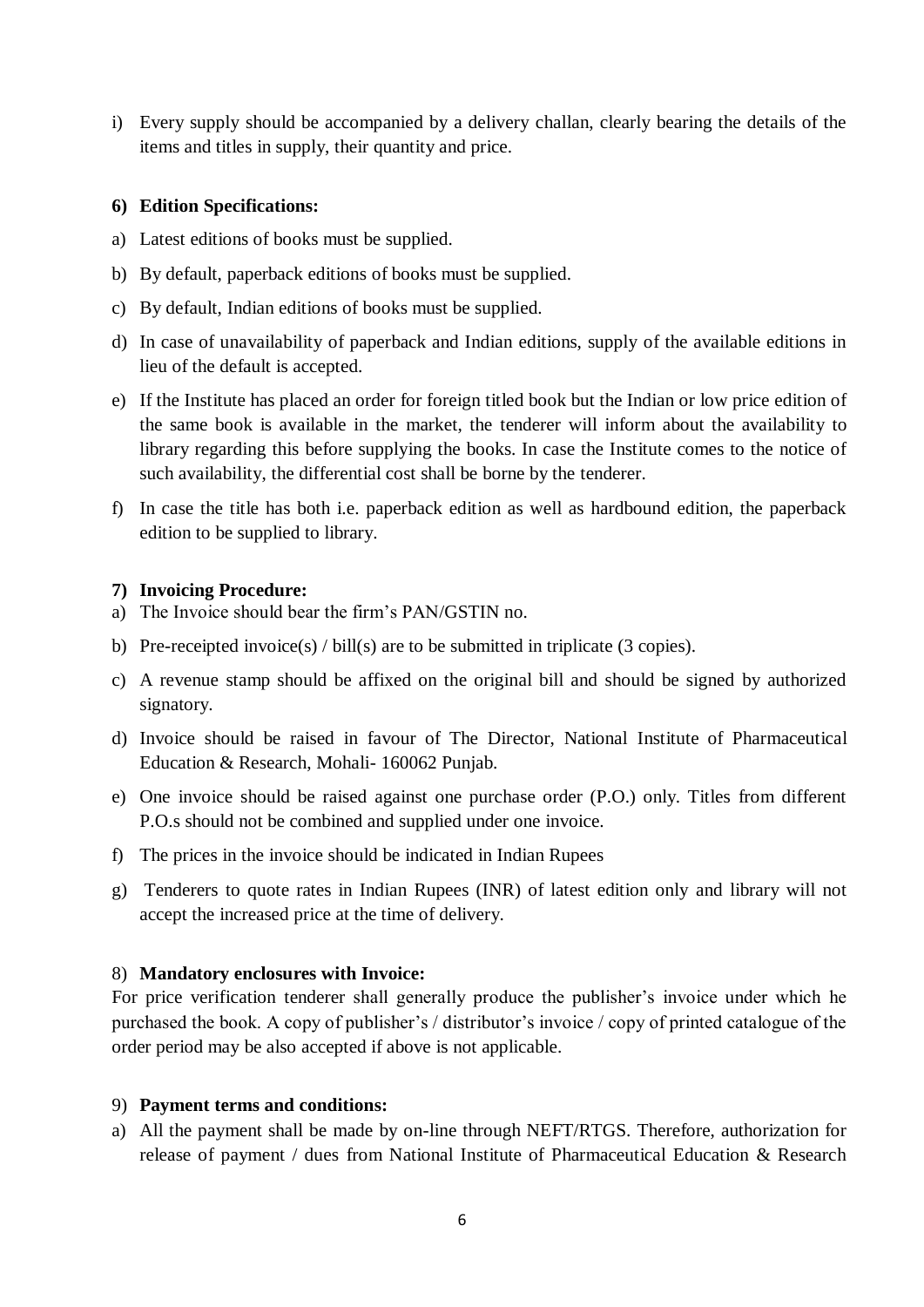i) Every supply should be accompanied by a delivery challan, clearly bearing the details of the items and titles in supply, their quantity and price.

**6) Edition Specifications:**

a) Latest editions of books must be supplied.

b) By default, paperback editions of books must be supplied.

c) By default, Indian editions of books must be supplied.

d) In case of unavailability of paperback and Indian editions, supply of the available editions in lieu of the default is accepted.

e) If the Institute has placed an order for foreign titled book but the Indian or low price edition of the same book is available in the market, the tenderer will inform about the availability to library regarding this before supplying the books. In case the Institute comes to the notice of such availability, the differential cost shall be borne by the tenderer.

f) In case the title has both i.e. paperback edition as well as hardbound edition, the paperback edition to be supplied to library.

**7) Invoicing Procedure:**

a) The Invoice should bear the firm's PAN/GSTIN no.

b) Pre-receipted invoice(s) / bill(s) are to be submitted in triplicate (3 copies).

c) A revenue stamp should be affixed on the original bill and should be signed by authorized signatory.

d) Invoice should be raised in favour of The Director, National Institute of Pharmaceutical Education & Research, Mohali- 160062 Punjab.

e) One invoice should be raised against one purchase order (P.O.) only. Titles from different P.O.s should not be combined and supplied under one invoice.

f) The prices in the invoice should be indicated in Indian Rupees

g) Tenderers to quote rates in Indian Rupees (INR) of latest edition only and library will not accept the increased price at the time of delivery.

8) **Mandatory enclosures with Invoice:**

For price verification tenderer shall generally produce the publisher's invoice under which he purchased the book. A copy of publisher's / distributor's invoice / copy of printed catalogue of the order period may be also accepted if above is not applicable.

9) **Payment terms and conditions:**

a) All the payment shall be made by on-line through NEFT/RTGS. Therefore, authorization for release of payment / dues from National Institute of Pharmaceutical Education & Research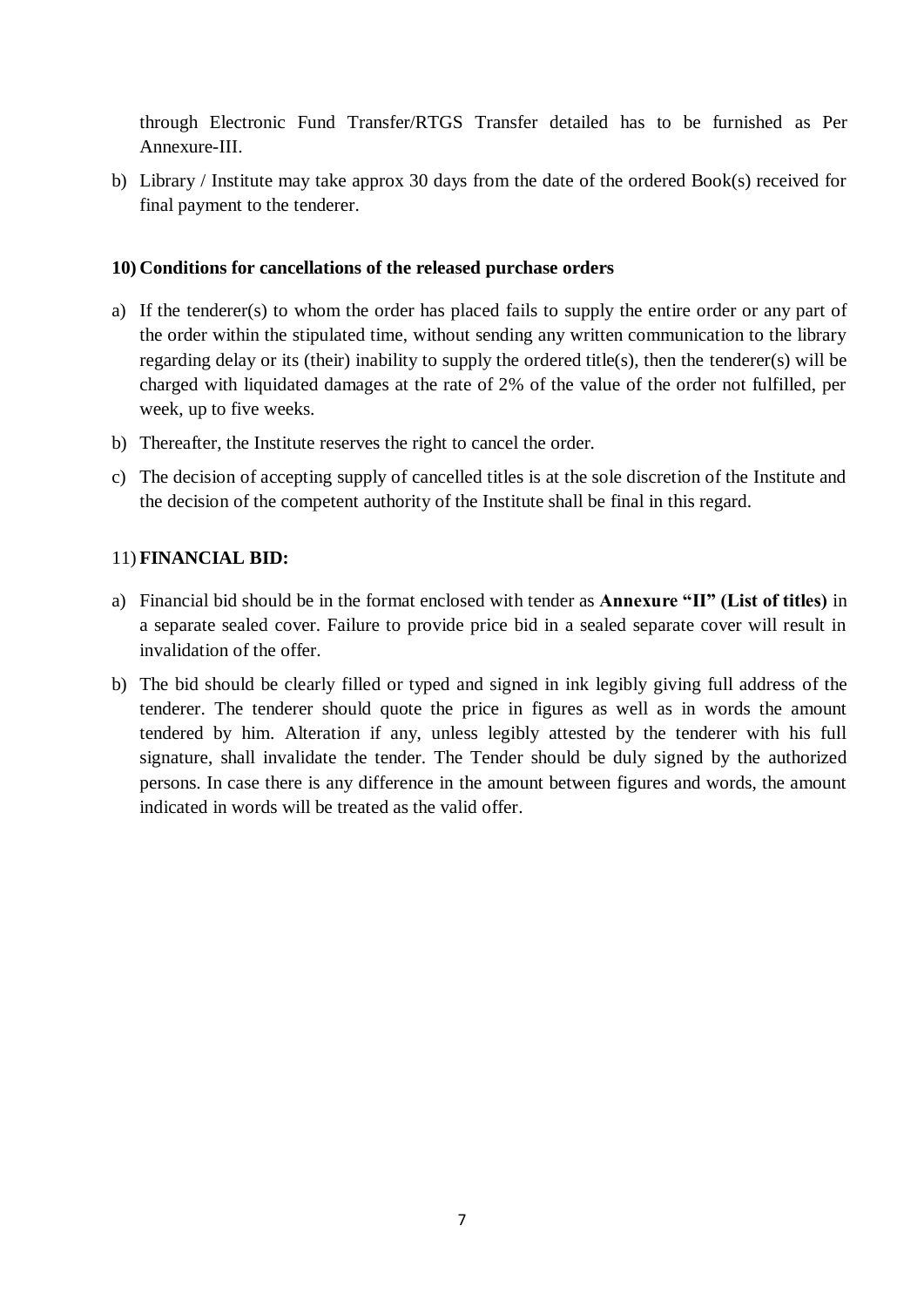through Electronic Fund Transfer/RTGS Transfer detailed has to be furnished as Per Annexure-III.

b) Library / Institute may take approx 30 days from the date of the ordered Book(s) received for final payment to the tenderer.

**10) Conditions for cancellations of the released purchase orders**

a) If the tenderer(s) to whom the order has placed fails to supply the entire order or any part of the order within the stipulated time, without sending any written communication to the library regarding delay or its (their) inability to supply the ordered title(s), then the tenderer(s) will be charged with liquidated damages at the rate of 2% of the value of the order not fulfilled, per week, up to five weeks.

b) Thereafter, the Institute reserves the right to cancel the order.

c) The decision of accepting supply of cancelled titles is at the sole discretion of the Institute and the decision of the competent authority of the Institute shall be final in this regard.

11) **FINANCIAL BID:**

a) Financial bid should be in the format enclosed with tender as **Annexure "II" (List of titles)** in a separate sealed cover. Failure to provide price bid in a sealed separate cover will result in invalidation of the offer.

b) The bid should be clearly filled or typed and signed in ink legibly giving full address of the tenderer. The tenderer should quote the price in figures as well as in words the amount tendered by him. Alteration if any, unless legibly attested by the tenderer with his full signature, shall invalidate the tender. The Tender should be duly signed by the authorized persons. In case there is any difference in the amount between figures and words, the amount indicated in words will be treated as the valid offer.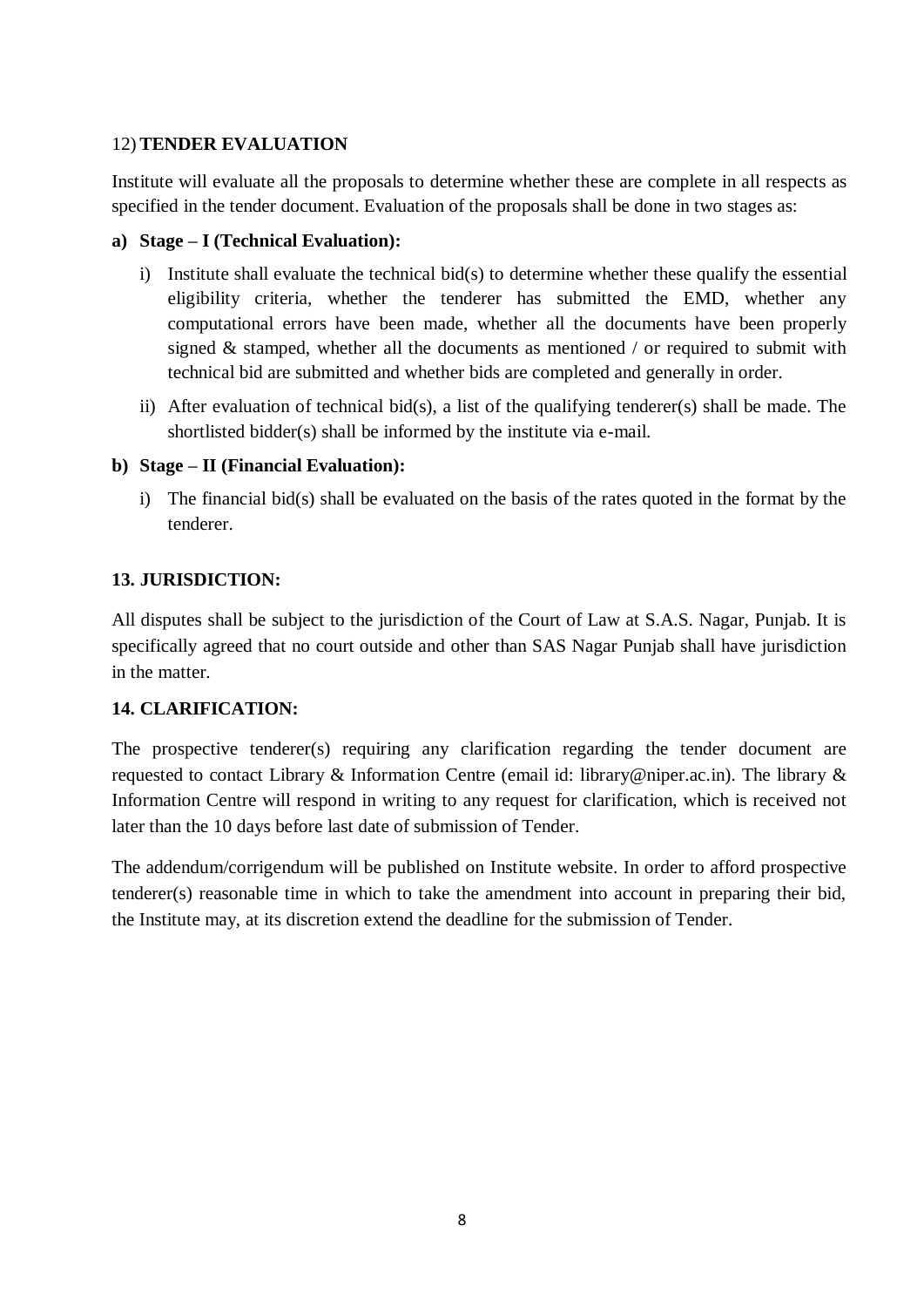## 12) TENDER EVALUATION

Institute will evaluate all the proposals to determine whether these are complete in all respects as specified in the tender document. Evaluation of the proposals shall be done in two stages as:

**a) Stage – I (Technical Evaluation):**

i) Institute shall evaluate the technical bid(s) to determine whether these qualify the essential eligibility criteria, whether the tenderer has submitted the EMD, whether any computational errors have been made, whether all the documents have been properly signed & stamped, whether all the documents as mentioned / or required to submit with technical bid are submitted and whether bids are completed and generally in order.

ii) After evaluation of technical bid(s), a list of the qualifying tenderer(s) shall be made. The shortlisted bidder(s) shall be informed by the institute via e-mail.

**b) Stage – II (Financial Evaluation):**

i) The financial bid(s) shall be evaluated on the basis of the rates quoted in the format by the tenderer.

## 13. JURISDICTION:

All disputes shall be subject to the jurisdiction of the Court of Law at S.A.S. Nagar, Punjab. It is specifically agreed that no court outside and other than SAS Nagar Punjab shall have jurisdiction in the matter.

## 14. CLARIFICATION:

The prospective tenderer(s) requiring any clarification regarding the tender document are requested to contact Library & Information Centre (email id: library@niper.ac.in). The library & Information Centre will respond in writing to any request for clarification, which is received not later than the 10 days before last date of submission of Tender.

The addendum/corrigendum will be published on Institute website. In order to afford prospective tenderer(s) reasonable time in which to take the amendment into account in preparing their bid, the Institute may, at its discretion extend the deadline for the submission of Tender.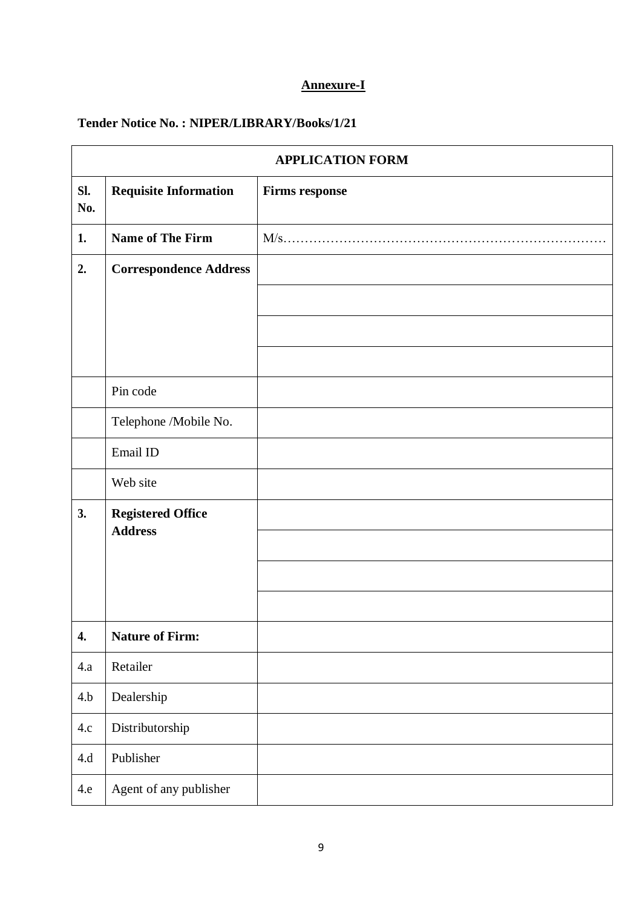**Annexure-I**

**Tender Notice No. : NIPER/LIBRARY/Books/1/21**

| **APPLICATION FORM** | | |
|---|---|---|
| **Sl. No.** | **Requisite Information** | **Firms response** |
| **1.** | **Name of The Firm** | M/s……………………………………………………………… |
| **2.** | **Correspondence Address** | |
| | | |
| | | |
| | | |
| | Pin code | |
| | Telephone /Mobile No. | |
| | Email ID | |
| | Web site | |
| **3.** | **Registered Office Address** | |
| | | |
| | | |
| | | |
| **4.** | **Nature of Firm:** | |
| 4.a | Retailer | |
| 4.b | Dealership | |
| 4.c | Distributorship | |
| 4.d | Publisher | |
| 4.e | Agent of any publisher | |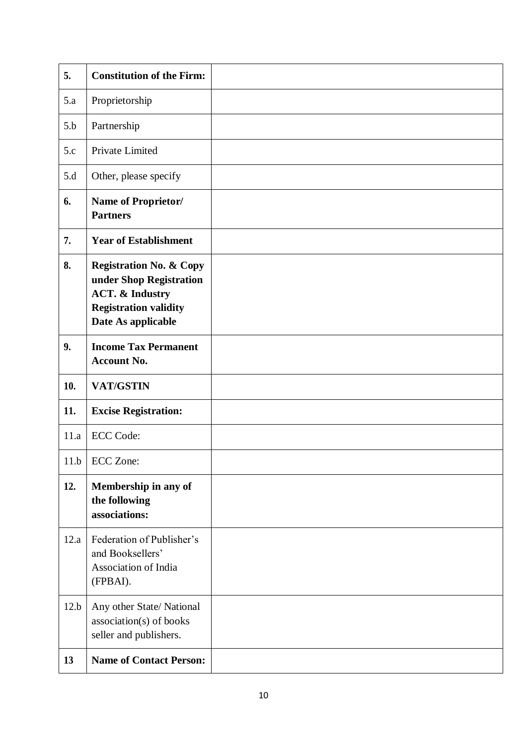| | | |
|---|---|---|
| **5.** | **Constitution of the Firm:** | |
| 5.a | Proprietorship | |
| 5.b | Partnership | |
| 5.c | Private Limited | |
| 5.d | Other, please specify | |
| **6.** | **Name of Proprietor/ Partners** | |
| **7.** | **Year of Establishment** | |
| **8.** | **Registration No. & Copy under Shop Registration ACT. & Industry Registration validity Date As applicable** | |
| **9.** | **Income Tax Permanent Account No.** | |
| **10.** | **VAT/GSTIN** | |
| **11.** | **Excise Registration:** | |
| 11.a | ECC Code: | |
| 11.b | ECC Zone: | |
| **12.** | **Membership in any of the following associations:** | |
| 12.a | Federation of Publisher's and Booksellers' Association of India (FPBAI). | |
| 12.b | Any other State/ National association(s) of books seller and publishers. | |
| **13** | **Name of Contact Person:** | |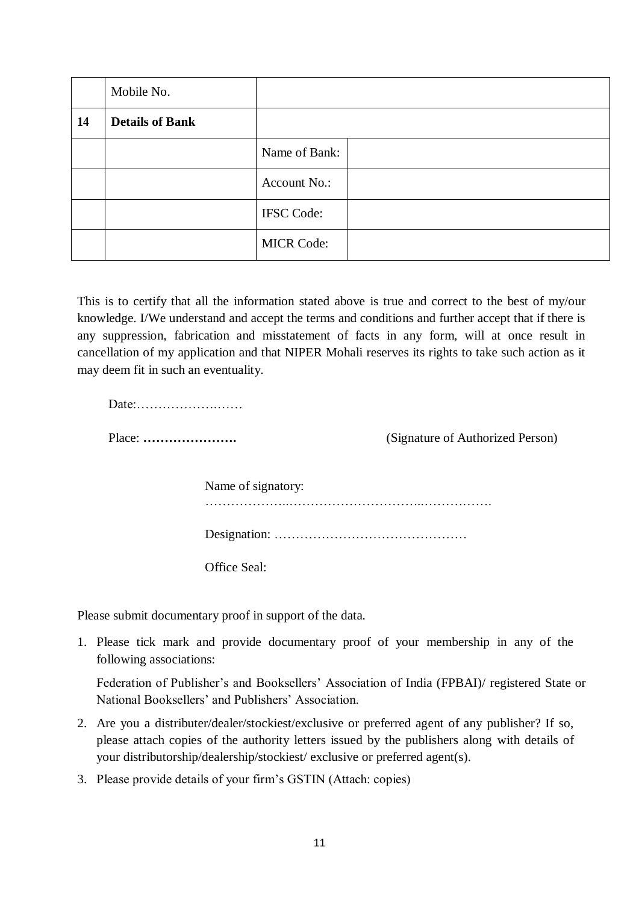|  | Mobile No. |  |  |
|---|---|---|---|
| **14** | **Details of Bank** |  |  |
|  |  | Name of Bank: |  |
|  |  | Account No.: |  |
|  |  | IFSC Code: |  |
|  |  | MICR Code: |  |

This is to certify that all the information stated above is true and correct to the best of my/our knowledge. I/We understand and accept the terms and conditions and further accept that if there is any suppression, fabrication and misstatement of facts in any form, will at once result in cancellation of my application and that NIPER Mohali reserves its rights to take such action as it may deem fit in such an eventuality.

Date:…………………….……

Place: **………………….** (Signature of Authorized Person)

Name of signatory: ………………..…………………………..…………….

Designation: ………………………………………

Office Seal:

Please submit documentary proof in support of the data.

1. Please tick mark and provide documentary proof of your membership in any of the following associations:

   Federation of Publisher's and Booksellers' Association of India (FPBAI)/ registered State or National Booksellers' and Publishers' Association.

2. Are you a distributer/dealer/stockiest/exclusive or preferred agent of any publisher? If so, please attach copies of the authority letters issued by the publishers along with details of your distributorship/dealership/stockiest/ exclusive or preferred agent(s).
3. Please provide details of your firm's GSTIN (Attach: copies)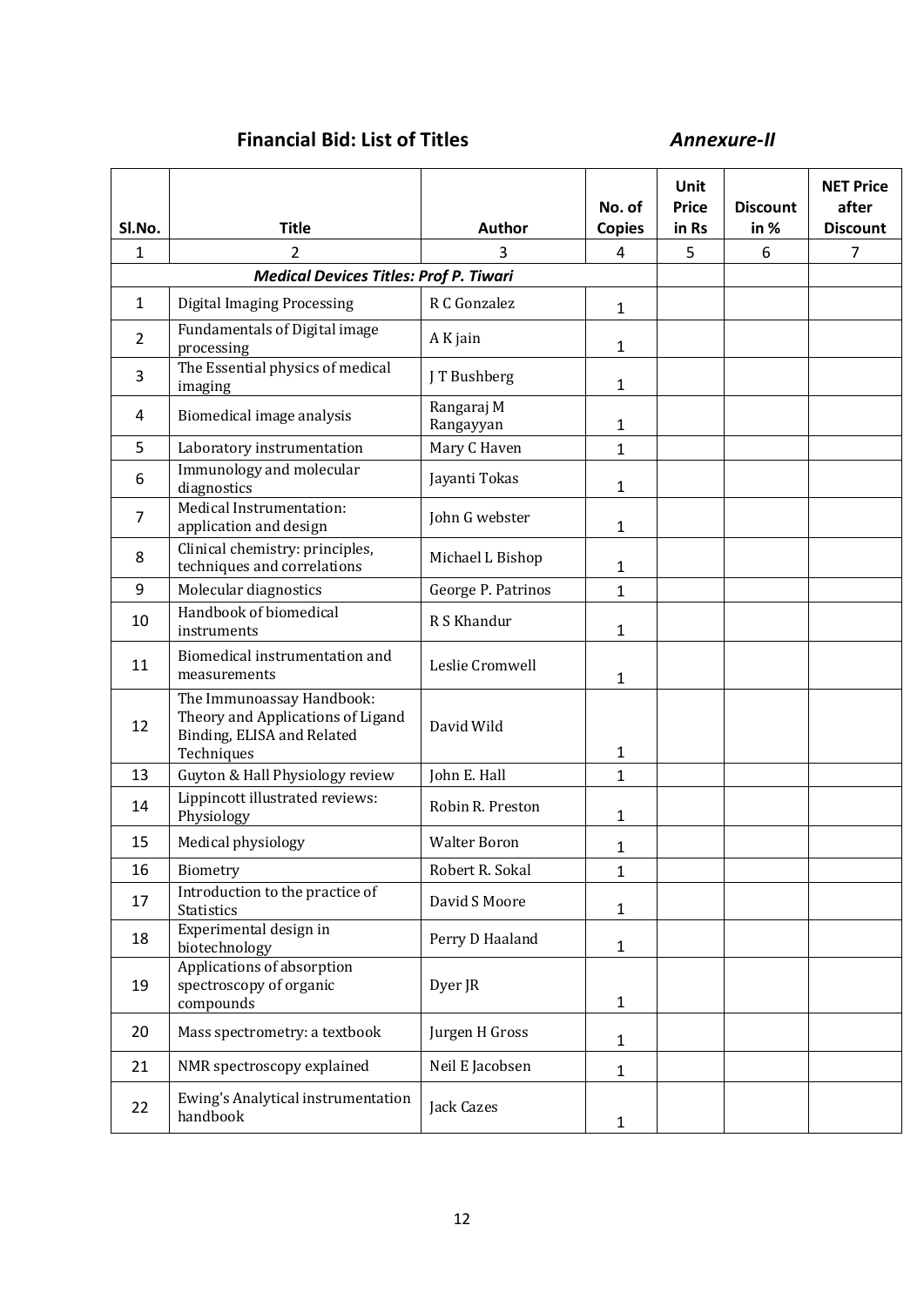**Financial Bid: List of Titles** ***Annexure-II***

| Sl.No. | Title | Author | No. of Copies | Unit Price in Rs | Discount in % | NET Price after Discount |
|---|---|---|---|---|---|---|
| 1 | 2 | 3 | 4 | 5 | 6 | 7 |
| ***Medical Devices Titles: Prof P. Tiwari*** | | | | | | |
| 1 | Digital Imaging Processing | R C Gonzalez | 1 | | | |
| 2 | Fundamentals of Digital image processing | A K jain | 1 | | | |
| 3 | The Essential physics of medical imaging | J T Bushberg | 1 | | | |
| 4 | Biomedical image analysis | Rangaraj M Rangayyan | 1 | | | |
| 5 | Laboratory instrumentation | Mary C Haven | 1 | | | |
| 6 | Immunology and molecular diagnostics | Jayanti Tokas | 1 | | | |
| 7 | Medical Instrumentation: application and design | John G webster | 1 | | | |
| 8 | Clinical chemistry: principles, techniques and correlations | Michael L Bishop | 1 | | | |
| 9 | Molecular diagnostics | George P. Patrinos | 1 | | | |
| 10 | Handbook of biomedical instruments | R S Khandur | 1 | | | |
| 11 | Biomedical instrumentation and measurements | Leslie Cromwell | 1 | | | |
| 12 | The Immunoassay Handbook: Theory and Applications of Ligand Binding, ELISA and Related Techniques | David Wild | 1 | | | |
| 13 | Guyton & Hall Physiology review | John E. Hall | 1 | | | |
| 14 | Lippincott illustrated reviews: Physiology | Robin R. Preston | 1 | | | |
| 15 | Medical physiology | Walter Boron | 1 | | | |
| 16 | Biometry | Robert R. Sokal | 1 | | | |
| 17 | Introduction to the practice of Statistics | David S Moore | 1 | | | |
| 18 | Experimental design in biotechnology | Perry D Haaland | 1 | | | |
| 19 | Applications of absorption spectroscopy of organic compounds | Dyer JR | 1 | | | |
| 20 | Mass spectrometry: a textbook | Jurgen H Gross | 1 | | | |
| 21 | NMR spectroscopy explained | Neil E Jacobsen | 1 | | | |
| 22 | Ewing's Analytical instrumentation handbook | Jack Cazes | 1 | | | |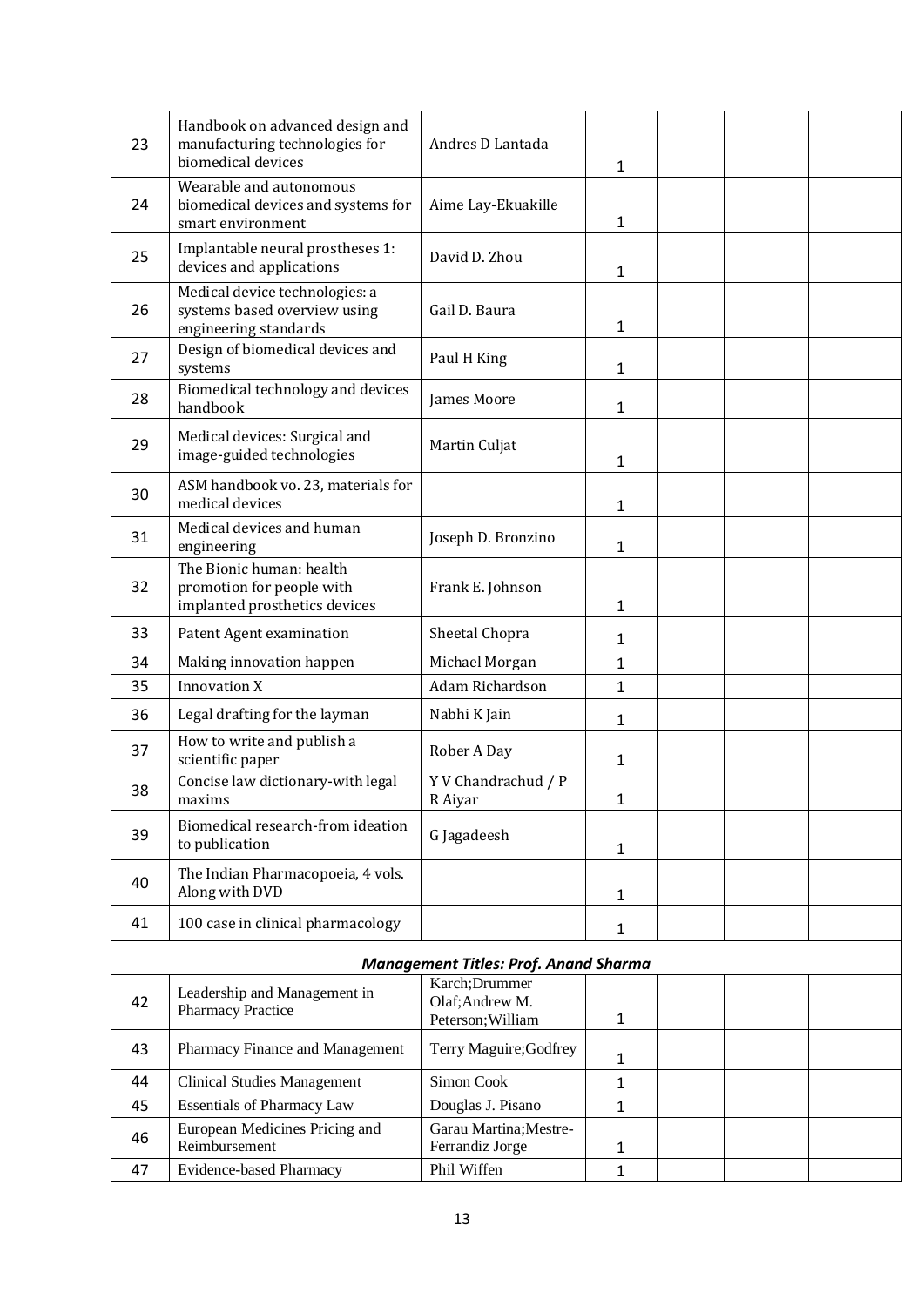| | | | | | | |
|---|---|---|---|---|---|---|
| 23 | Handbook on advanced design and manufacturing technologies for biomedical devices | Andres D Lantada | 1 | | | |
| 24 | Wearable and autonomous biomedical devices and systems for smart environment | Aime Lay-Ekuakille | 1 | | | |
| 25 | Implantable neural prostheses 1: devices and applications | David D. Zhou | 1 | | | |
| 26 | Medical device technologies: a systems based overview using engineering standards | Gail D. Baura | 1 | | | |
| 27 | Design of biomedical devices and systems | Paul H King | 1 | | | |
| 28 | Biomedical technology and devices handbook | James Moore | 1 | | | |
| 29 | Medical devices: Surgical and image-guided technologies | Martin Culjat | 1 | | | |
| 30 | ASM handbook vo. 23, materials for medical devices | | 1 | | | |
| 31 | Medical devices and human engineering | Joseph D. Bronzino | 1 | | | |
| 32 | The Bionic human: health promotion for people with implanted prosthetics devices | Frank E. Johnson | 1 | | | |
| 33 | Patent Agent examination | Sheetal Chopra | 1 | | | |
| 34 | Making innovation happen | Michael Morgan | 1 | | | |
| 35 | Innovation X | Adam Richardson | 1 | | | |
| 36 | Legal drafting for the layman | Nabhi K Jain | 1 | | | |
| 37 | How to write and publish a scientific paper | Rober A Day | 1 | | | |
| 38 | Concise law dictionary-with legal maxims | Y V Chandrachud / P R Aiyar | 1 | | | |
| 39 | Biomedical research-from ideation to publication | G Jagadeesh | 1 | | | |
| 40 | The Indian Pharmacopoeia, 4 vols. Along with DVD | | 1 | | | |
| 41 | 100 case in clinical pharmacology | | 1 | | | |
| | | ***Management Titles: Prof. Anand Sharma*** | | | | |
| 42 | Leadership and Management in Pharmacy Practice | Karch;Drummer Olaf;Andrew M. Peterson;William | 1 | | | |
| 43 | Pharmacy Finance and Management | Terry Maguire;Godfrey | 1 | | | |
| 44 | Clinical Studies Management | Simon Cook | 1 | | | |
| 45 | Essentials of Pharmacy Law | Douglas J. Pisano | 1 | | | |
| 46 | European Medicines Pricing and Reimbursement | Garau Martina;Mestre-Ferrandiz Jorge | 1 | | | |
| 47 | Evidence-based Pharmacy | Phil Wiffen | 1 | | | |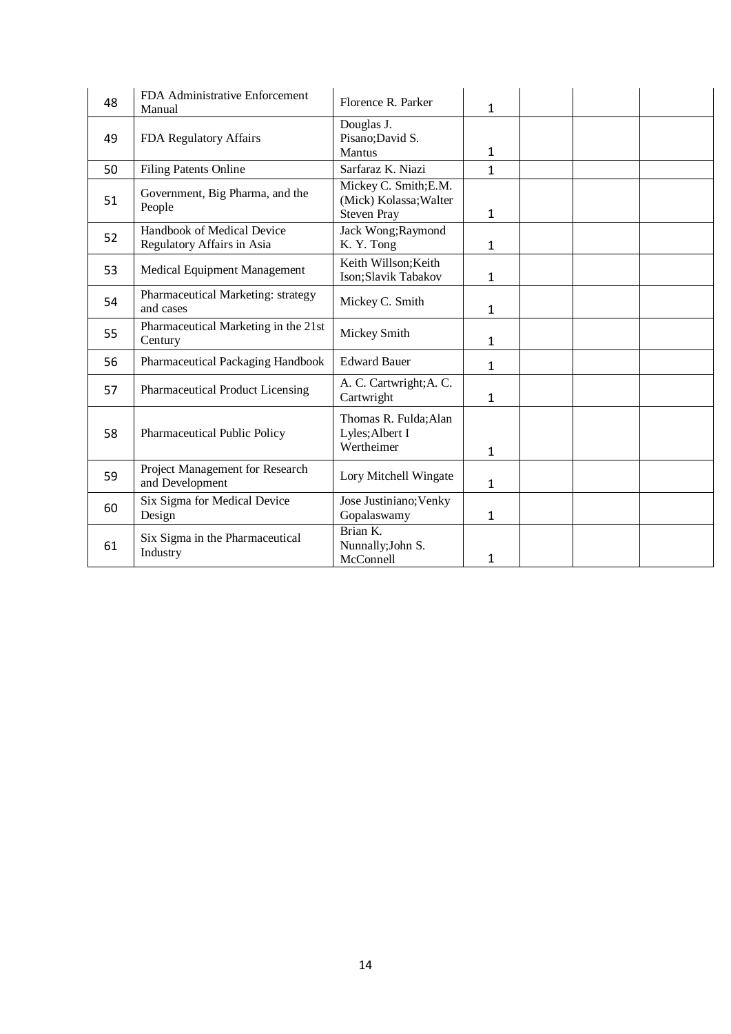| 48 | FDA Administrative Enforcement Manual | Florence R. Parker | 1 | | | |
|---|---|---|---|---|---|---|
| 49 | FDA Regulatory Affairs | Douglas J. Pisano;David S. Mantus | 1 | | | |
| 50 | Filing Patents Online | Sarfaraz K. Niazi | 1 | | | |
| 51 | Government, Big Pharma, and the People | Mickey C. Smith;E.M. (Mick) Kolassa;Walter Steven Pray | 1 | | | |
| 52 | Handbook of Medical Device Regulatory Affairs in Asia | Jack Wong;Raymond K. Y. Tong | 1 | | | |
| 53 | Medical Equipment Management | Keith Willson;Keith Ison;Slavik Tabakov | 1 | | | |
| 54 | Pharmaceutical Marketing: strategy and cases | Mickey C. Smith | 1 | | | |
| 55 | Pharmaceutical Marketing in the 21st Century | Mickey Smith | 1 | | | |
| 56 | Pharmaceutical Packaging Handbook | Edward Bauer | 1 | | | |
| 57 | Pharmaceutical Product Licensing | A. C. Cartwright;A. C. Cartwright | 1 | | | |
| 58 | Pharmaceutical Public Policy | Thomas R. Fulda;Alan Lyles;Albert I Wertheimer | 1 | | | |
| 59 | Project Management for Research and Development | Lory Mitchell Wingate | 1 | | | |
| 60 | Six Sigma for Medical Device Design | Jose Justiniano;Venky Gopalaswamy | 1 | | | |
| 61 | Six Sigma in the Pharmaceutical Industry | Brian K. Nunnally;John S. McConnell | 1 | | | |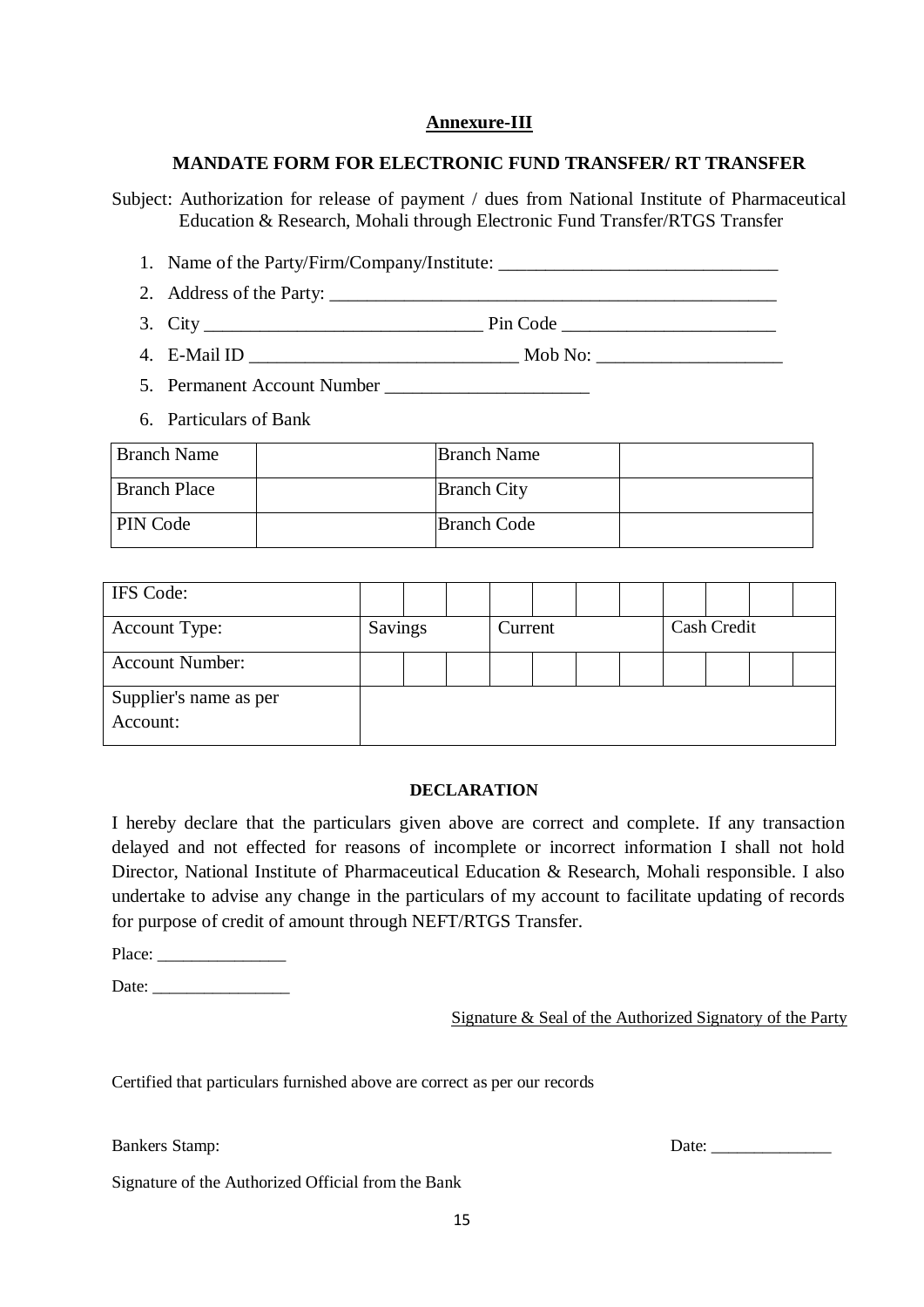## Annexure-III

### MANDATE FORM FOR ELECTRONIC FUND TRANSFER/ RT TRANSFER

Subject: Authorization for release of payment / dues from National Institute of Pharmaceutical Education & Research, Mohali through Electronic Fund Transfer/RTGS Transfer

1. Name of the Party/Firm/Company/Institute: ______________________________
2. Address of the Party: ________________________________________________
3. City _____________________________ Pin Code ______________________
4. E-Mail ID ____________________________ Mob No: ___________________
5. Permanent Account Number _____________________
6. Particulars of Bank

| Branch Name | | Branch Name | |
|---|---|---|---|
| Branch Place | | Branch City | |
| PIN Code | | Branch Code | |

| IFS Code: | | | | | | | | | | | |
|---|---|---|---|---|---|---|---|---|---|---|---|
| Account Type: | Savings | | | Current | | | | Cash Credit | | | |
| Account Number: | | | | | | | | | | | |
| Supplier's name as per Account: | | | | | | | | | | | |

**DECLARATION**

I hereby declare that the particulars given above are correct and complete. If any transaction delayed and not effected for reasons of incomplete or incorrect information I shall not hold Director, National Institute of Pharmaceutical Education & Research, Mohali responsible. I also undertake to advise any change in the particulars of my account to facilitate updating of records for purpose of credit of amount through NEFT/RTGS Transfer.

Place: _______________

Date: ________________

Signature & Seal of the Authorized Signatory of the Party

Certified that particulars furnished above are correct as per our records

Bankers Stamp: Date: ______________

Signature of the Authorized Official from the Bank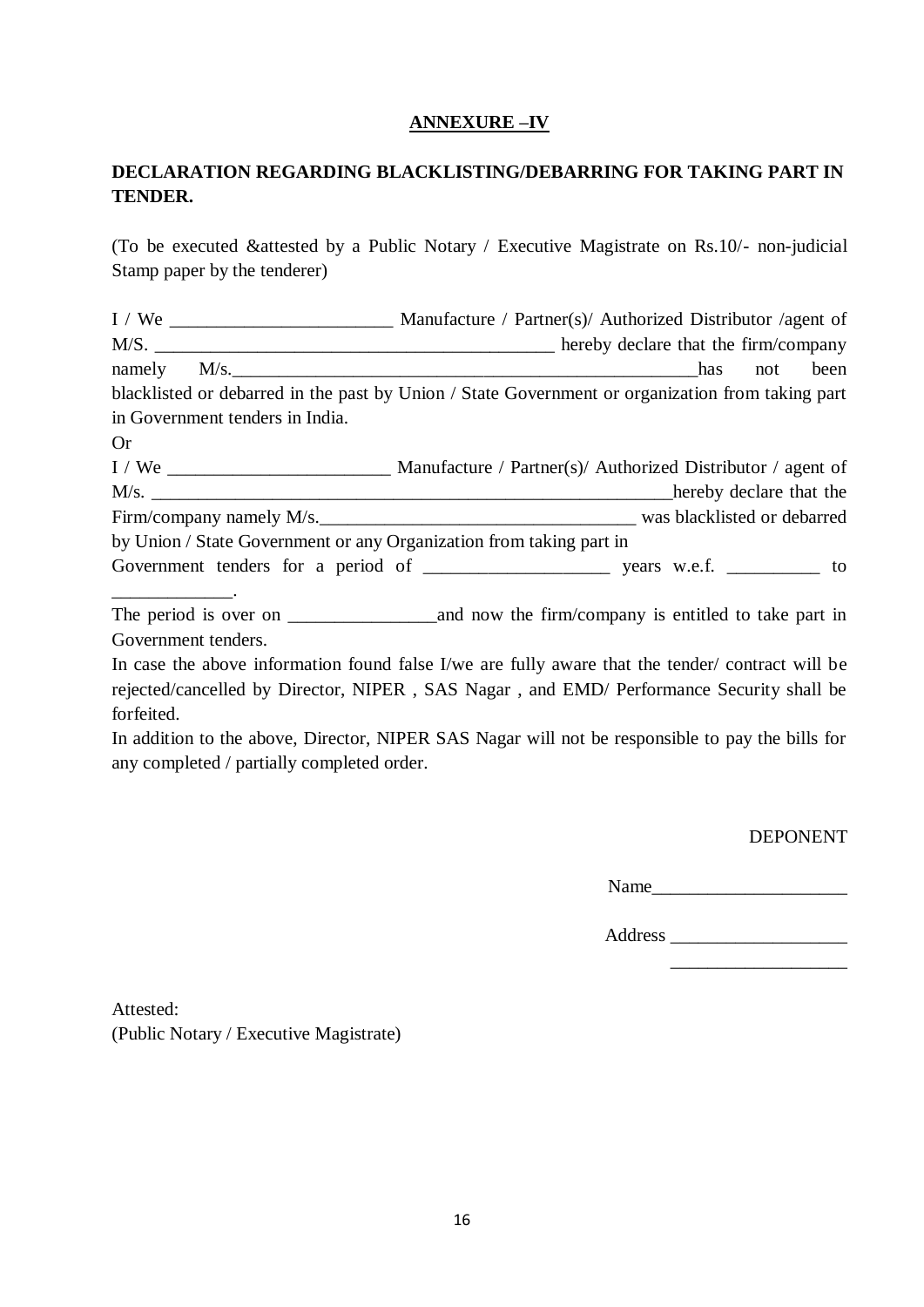**ANNEXURE –IV**

**DECLARATION REGARDING BLACKLISTING/DEBARRING FOR TAKING PART IN TENDER.**

(To be executed &attested by a Public Notary / Executive Magistrate on Rs.10/- non-judicial Stamp paper by the tenderer)

I / We ________________________ Manufacture / Partner(s)/ Authorized Distributor /agent of M/S. ________________________________________ hereby declare that the firm/company namely M/s.____________________________________________________has not been blacklisted or debarred in the past by Union / State Government or organization from taking part in Government tenders in India.

Or

I / We ________________________ Manufacture / Partner(s)/ Authorized Distributor / agent of M/s. ________________________________________________________hereby declare that the Firm/company namely M/s._________________________________ was blacklisted or debarred by Union / State Government or any Organization from taking part in Government tenders for a period of ___________________ years w.e.f. _________ to _____________.

The period is over on _______________and now the firm/company is entitled to take part in Government tenders.

In case the above information found false I/we are fully aware that the tender/ contract will be rejected/cancelled by Director, NIPER , SAS Nagar , and EMD/ Performance Security shall be forfeited.

In addition to the above, Director, NIPER SAS Nagar will not be responsible to pay the bills for any completed / partially completed order.

DEPONENT

Name_____________________

Address ___________________

___________________

Attested:

(Public Notary / Executive Magistrate)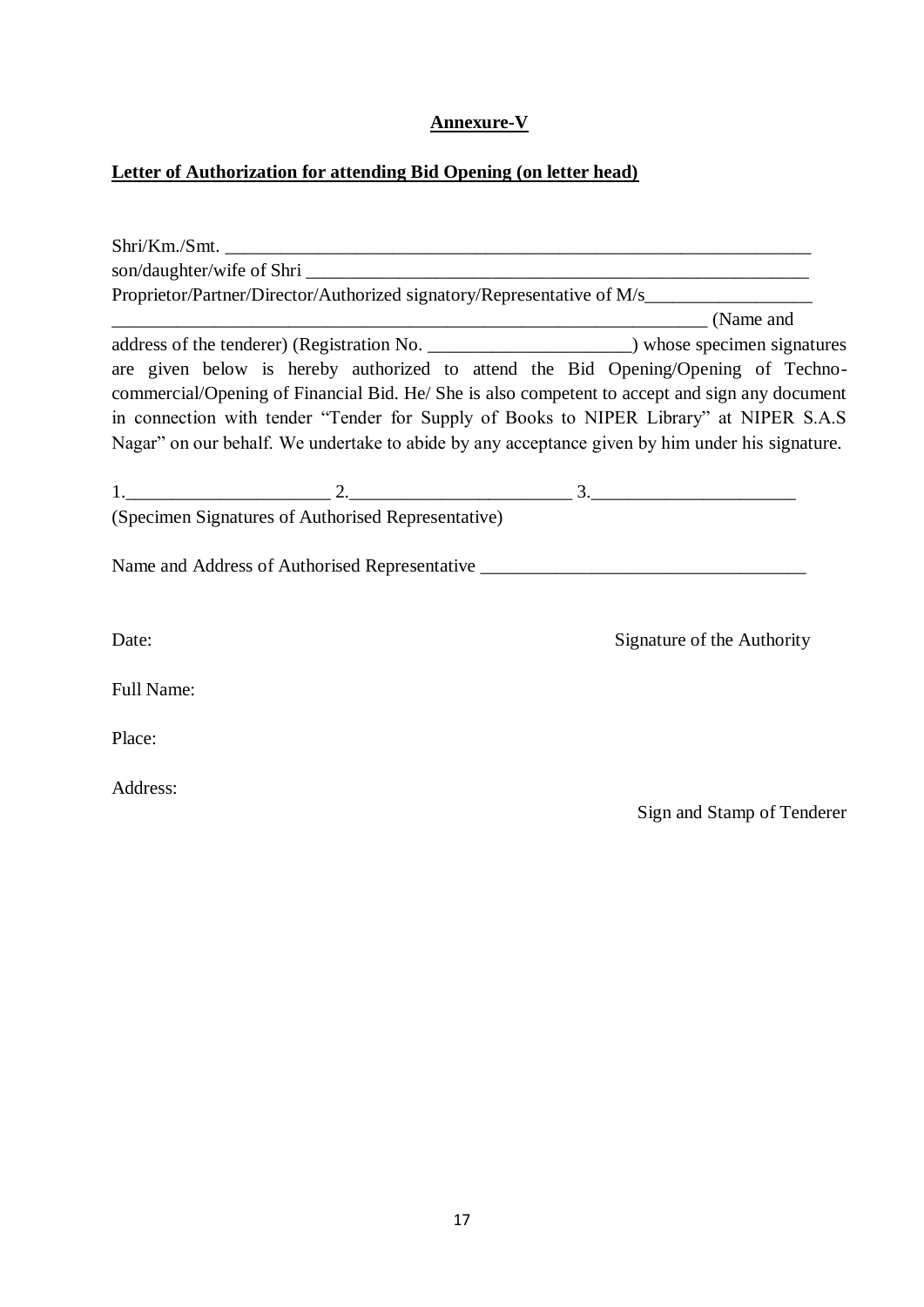**Annexure-V**

**Letter of Authorization for attending Bid Opening (on letter head)**

Shri/Km./Smt. ________________________________________________________________
son/daughter/wife of Shri ___________________________________________________________
Proprietor/Partner/Director/Authorized signatory/Representative of M/s__________________
_________________________________________________________________ (Name and address of the tenderer) (Registration No. _____________________) whose specimen signatures are given below is hereby authorized to attend the Bid Opening/Opening of Techno-commercial/Opening of Financial Bid. He/ She is also competent to accept and sign any document in connection with tender "Tender for Supply of Books to NIPER Library" at NIPER S.A.S Nagar" on our behalf. We undertake to abide by any acceptance given by him under his signature.

1.______________________ 2.________________________ 3.______________________
(Specimen Signatures of Authorised Representative)

Name and Address of Authorised Representative ___________________________________

Date: Signature of the Authority

Full Name:

Place:

Address:

Sign and Stamp of Tenderer